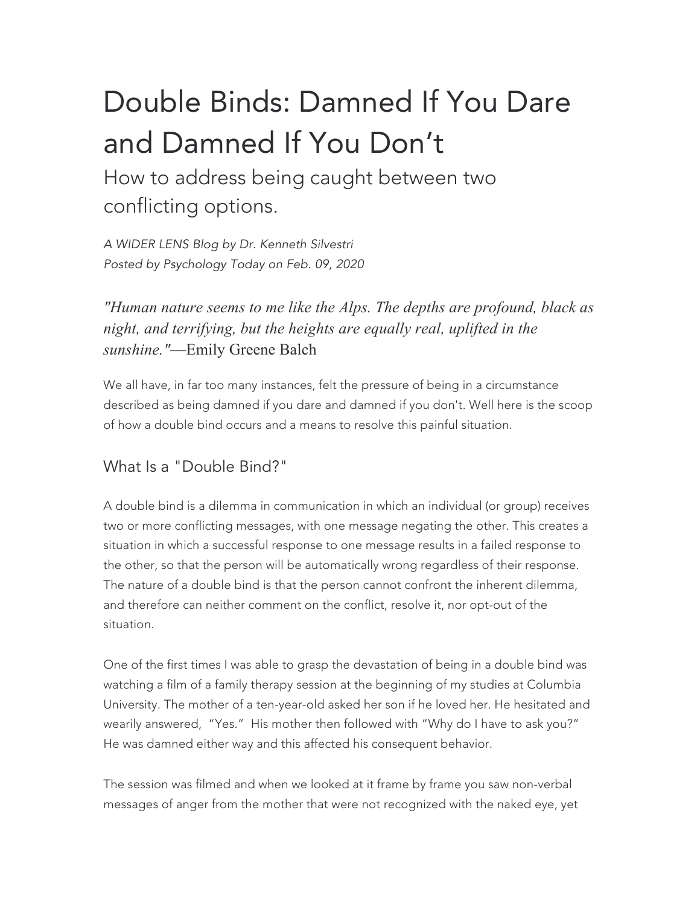# Double Binds: Damned If You Dare and Damned If You Don't

## How to address being caught between two conflicting options.

*A WIDER LENS Blog by Dr. Kenneth Silvestri*
*Posted by Psychology Today on Feb. 09, 2020*

*"Human nature seems to me like the Alps. The depths are profound, black as night, and terrifying, but the heights are equally real, uplifted in the sunshine."*—Emily Greene Balch

We all have, in far too many instances, felt the pressure of being in a circumstance described as being damned if you dare and damned if you don't. Well here is the scoop of how a double bind occurs and a means to resolve this painful situation.

### What Is a "Double Bind?"

A double bind is a dilemma in communication in which an individual (or group) receives two or more conflicting messages, with one message negating the other. This creates a situation in which a successful response to one message results in a failed response to the other, so that the person will be automatically wrong regardless of their response. The nature of a double bind is that the person cannot confront the inherent dilemma, and therefore can neither comment on the conflict, resolve it, nor opt-out of the situation.

One of the first times I was able to grasp the devastation of being in a double bind was watching a film of a family therapy session at the beginning of my studies at Columbia University. The mother of a ten-year-old asked her son if he loved her. He hesitated and wearily answered, "Yes." His mother then followed with "Why do I have to ask you?" He was damned either way and this affected his consequent behavior.

The session was filmed and when we looked at it frame by frame you saw non-verbal messages of anger from the mother that were not recognized with the naked eye, yet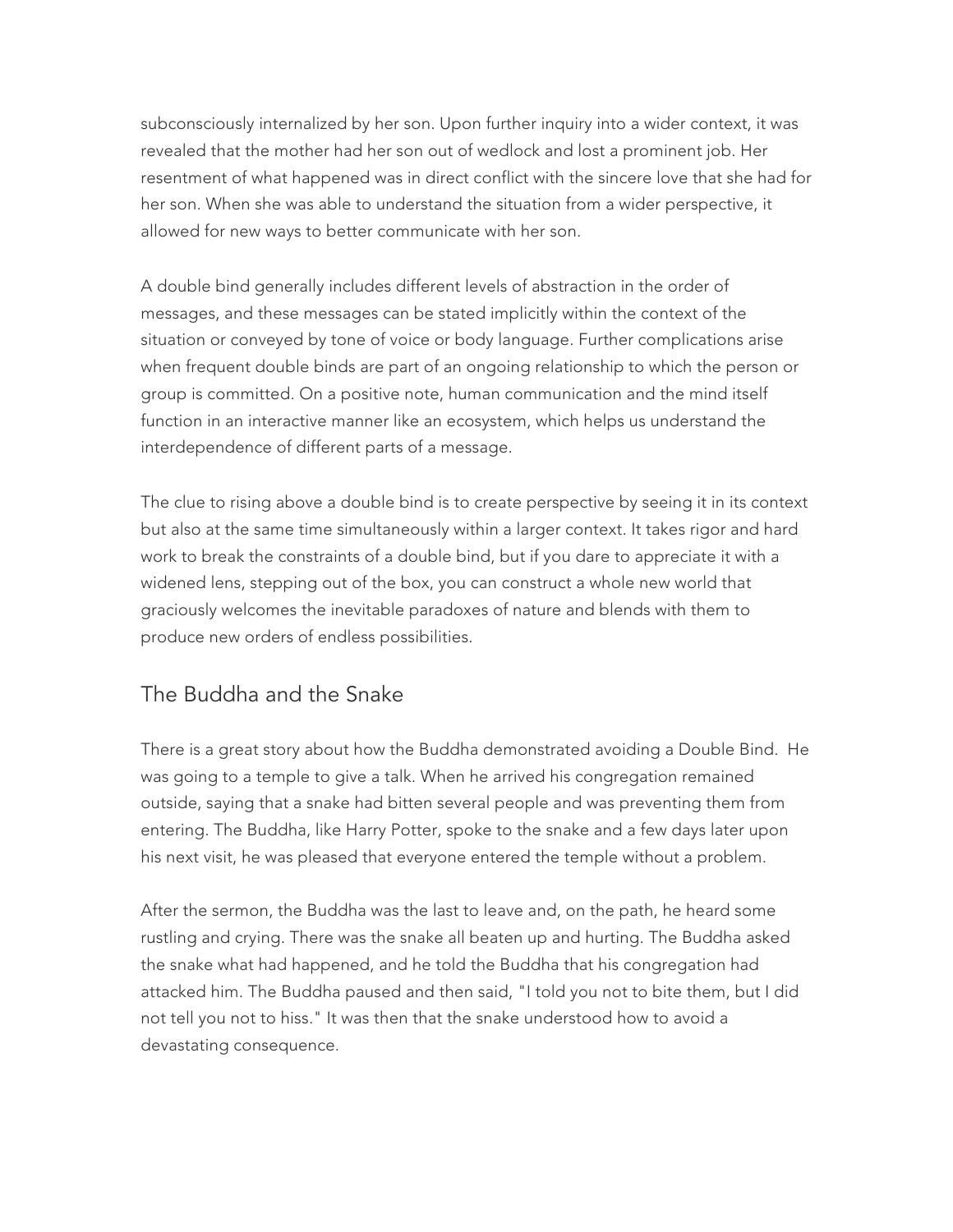subconsciously internalized by her son. Upon further inquiry into a wider context, it was revealed that the mother had her son out of wedlock and lost a prominent job. Her resentment of what happened was in direct conflict with the sincere love that she had for her son. When she was able to understand the situation from a wider perspective, it allowed for new ways to better communicate with her son.

A double bind generally includes different levels of abstraction in the order of messages, and these messages can be stated implicitly within the context of the situation or conveyed by tone of voice or body language. Further complications arise when frequent double binds are part of an ongoing relationship to which the person or group is committed. On a positive note, human communication and the mind itself function in an interactive manner like an ecosystem, which helps us understand the interdependence of different parts of a message.

The clue to rising above a double bind is to create perspective by seeing it in its context but also at the same time simultaneously within a larger context. It takes rigor and hard work to break the constraints of a double bind, but if you dare to appreciate it with a widened lens, stepping out of the box, you can construct a whole new world that graciously welcomes the inevitable paradoxes of nature and blends with them to produce new orders of endless possibilities.

## The Buddha and the Snake

There is a great story about how the Buddha demonstrated avoiding a Double Bind. He was going to a temple to give a talk. When he arrived his congregation remained outside, saying that a snake had bitten several people and was preventing them from entering. The Buddha, like Harry Potter, spoke to the snake and a few days later upon his next visit, he was pleased that everyone entered the temple without a problem.

After the sermon, the Buddha was the last to leave and, on the path, he heard some rustling and crying. There was the snake all beaten up and hurting. The Buddha asked the snake what had happened, and he told the Buddha that his congregation had attacked him. The Buddha paused and then said, "I told you not to bite them, but I did not tell you not to hiss." It was then that the snake understood how to avoid a devastating consequence.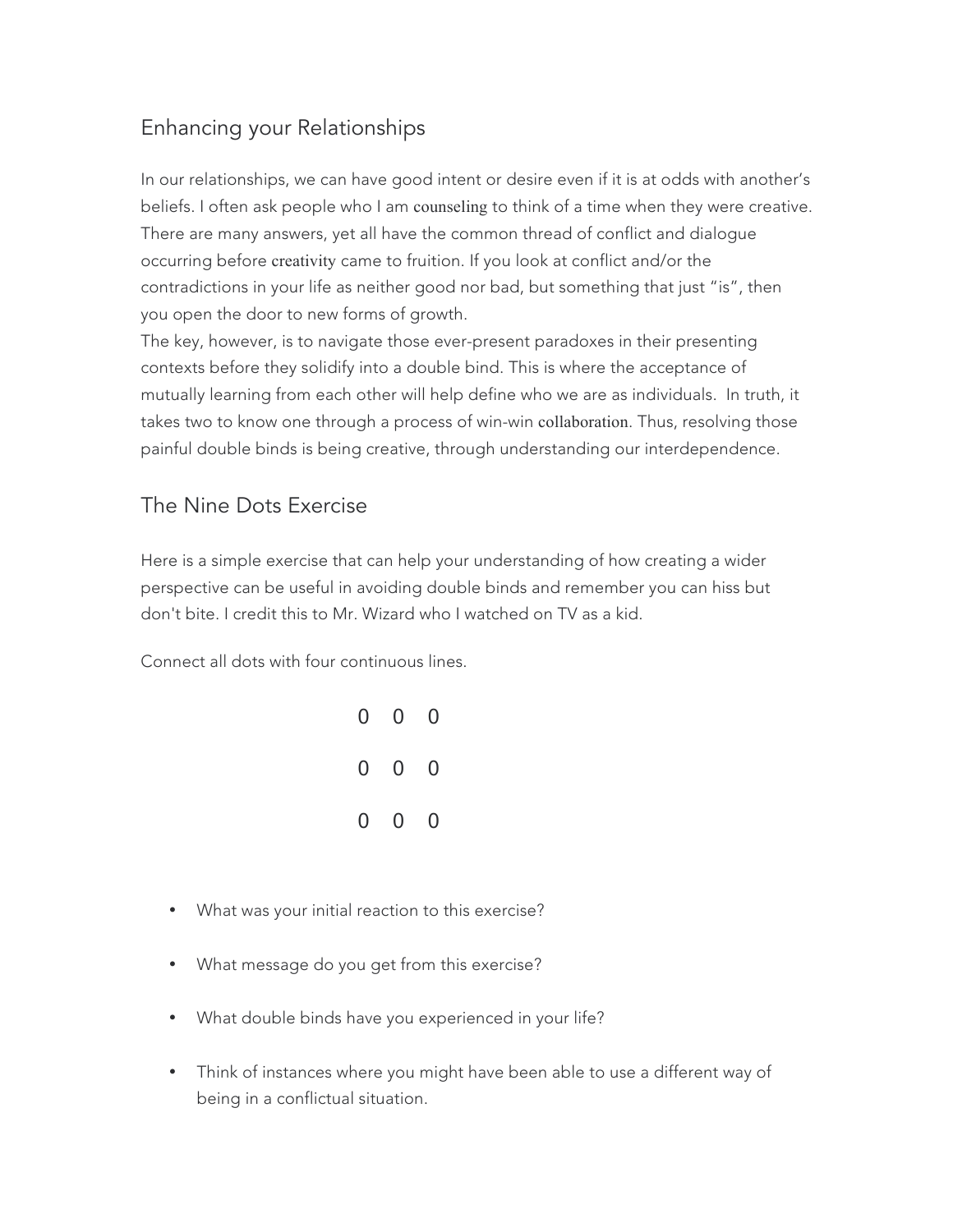## Enhancing your Relationships

In our relationships, we can have good intent or desire even if it is at odds with another's beliefs. I often ask people who I am counseling to think of a time when they were creative. There are many answers, yet all have the common thread of conflict and dialogue occurring before creativity came to fruition. If you look at conflict and/or the contradictions in your life as neither good nor bad, but something that just "is", then you open the door to new forms of growth.

The key, however, is to navigate those ever-present paradoxes in their presenting contexts before they solidify into a double bind. This is where the acceptance of mutually learning from each other will help define who we are as individuals. In truth, it takes two to know one through a process of win-win collaboration. Thus, resolving those painful double binds is being creative, through understanding our interdependence.

## The Nine Dots Exercise

Here is a simple exercise that can help your understanding of how creating a wider perspective can be useful in avoiding double binds and remember you can hiss but don't bite. I credit this to Mr. Wizard who I watched on TV as a kid.

Connect all dots with four continuous lines.

```
0   0   0

0   0   0

0   0   0
```

- What was your initial reaction to this exercise?
- What message do you get from this exercise?
- What double binds have you experienced in your life?
- Think of instances where you might have been able to use a different way of being in a conflictual situation.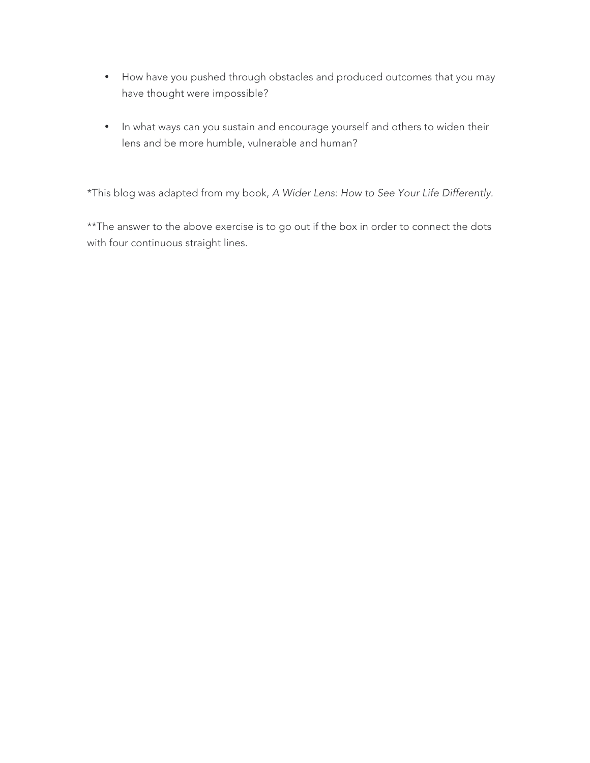- How have you pushed through obstacles and produced outcomes that you may have thought were impossible?

- In what ways can you sustain and encourage yourself and others to widen their lens and be more humble, vulnerable and human?

*This blog was adapted from my book, *A Wider Lens: How to See Your Life Differently.*

**The answer to the above exercise is to go out if the box in order to connect the dots with four continuous straight lines.